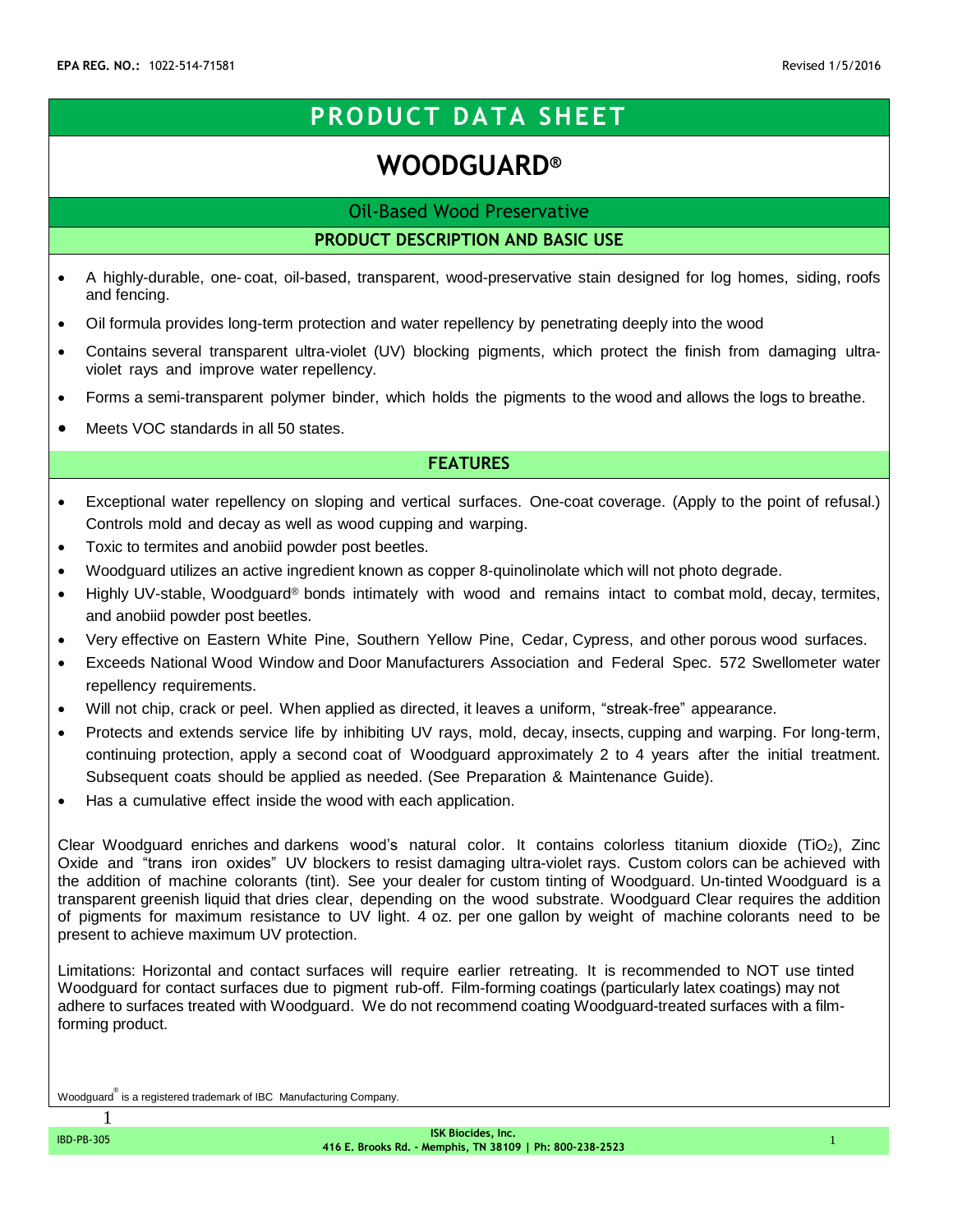EPA REG. NO.: 1022-514-71581

Revised 1/5/2016

# PRODUCT DATA SHEET

# WOODGUARD®

## Oil-Based Wood Preservative

### PRODUCT DESCRIPTION AND BASIC USE

- A highly-durable, one- coat, oil-based, transparent, wood-preservative stain designed for log homes, siding, roofs and fencing.
- Oil formula provides long-term protection and water repellency by penetrating deeply into the wood
- Contains several transparent ultra-violet (UV) blocking pigments, which protect the finish from damaging ultra-violet rays and improve water repellency.
- Forms a semi-transparent polymer binder, which holds the pigments to the wood and allows the logs to breathe.
- Meets VOC standards in all 50 states.

### FEATURES

- Exceptional water repellency on sloping and vertical surfaces. One-coat coverage. (Apply to the point of refusal.) Controls mold and decay as well as wood cupping and warping.
- Toxic to termites and anobiid powder post beetles.
- Woodguard utilizes an active ingredient known as copper 8-quinolinolate which will not photo degrade.
- Highly UV-stable, Woodguard® bonds intimately with wood and remains intact to combat mold, decay, termites, and anobiid powder post beetles.
- Very effective on Eastern White Pine, Southern Yellow Pine, Cedar, Cypress, and other porous wood surfaces.
- Exceeds National Wood Window and Door Manufacturers Association and Federal Spec. 572 Swellometer water repellency requirements.
- Will not chip, crack or peel. When applied as directed, it leaves a uniform, "streak-free" appearance.
- Protects and extends service life by inhibiting UV rays, mold, decay, insects, cupping and warping. For long-term, continuing protection, apply a second coat of Woodguard approximately 2 to 4 years after the initial treatment. Subsequent coats should be applied as needed. (See Preparation & Maintenance Guide).
- Has a cumulative effect inside the wood with each application.

Clear Woodguard enriches and darkens wood's natural color. It contains colorless titanium dioxide ($TiO_2$), Zinc Oxide and "trans iron oxides" UV blockers to resist damaging ultra-violet rays. Custom colors can be achieved with the addition of machine colorants (tint). See your dealer for custom tinting of Woodguard. Un-tinted Woodguard is a transparent greenish liquid that dries clear, depending on the wood substrate. Woodguard Clear requires the addition of pigments for maximum resistance to UV light. 4 oz. per one gallon by weight of machine colorants need to be present to achieve maximum UV protection.

Limitations: Horizontal and contact surfaces will require earlier retreating. It is recommended to NOT use tinted Woodguard for contact surfaces due to pigment rub-off. Film-forming coatings (particularly latex coatings) may not adhere to surfaces treated with Woodguard. We do not recommend coating Woodguard-treated surfaces with a film-forming product.

Woodguard® is a registered trademark of IBC Manufacturing Company.

IBD-PB-305

ISK Biocides, Inc.
416 E. Brooks Rd. - Memphis, TN 38109 | Ph: 800-238-2523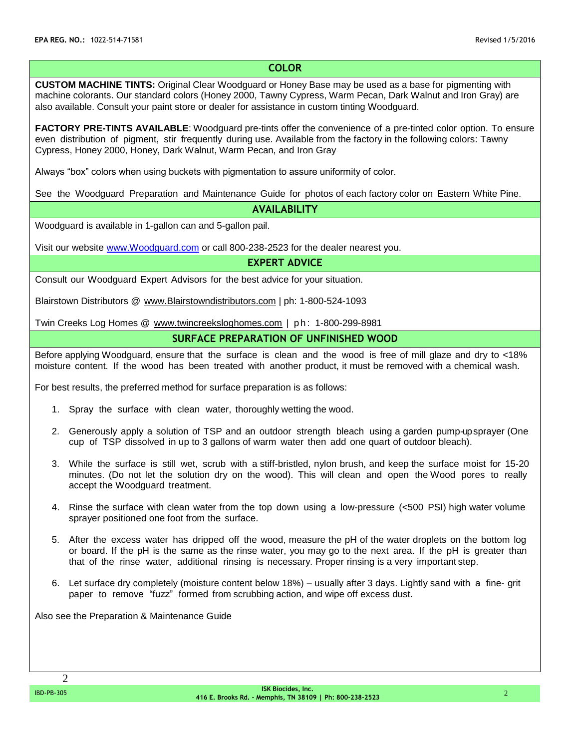## COLOR

**CUSTOM MACHINE TINTS:** Original Clear Woodguard or Honey Base may be used as a base for pigmenting with machine colorants. Our standard colors (Honey 2000, Tawny Cypress, Warm Pecan, Dark Walnut and Iron Gray) are also available. Consult your paint store or dealer for assistance in custom tinting Woodguard.

**FACTORY PRE-TINTS AVAILABLE**: Woodguard pre-tints offer the convenience of a pre-tinted color option. To ensure even distribution of pigment, stir frequently during use. Available from the factory in the following colors: Tawny Cypress, Honey 2000, Honey, Dark Walnut, Warm Pecan, and Iron Gray

Always "box" colors when using buckets with pigmentation to assure uniformity of color.

See the Woodguard Preparation and Maintenance Guide for photos of each factory color on Eastern White Pine.

## AVAILABILITY

Woodguard is available in 1-gallon can and 5-gallon pail.

Visit our website www.Woodguard.com or call 800-238-2523 for the dealer nearest you.

## EXPERT ADVICE

Consult our Woodguard Expert Advisors for the best advice for your situation.

Blairstown Distributors @ www.Blairstowndistributors.com | ph: 1-800-524-1093

Twin Creeks Log Homes @ www.twincreeksloghomes.com | ph: 1-800-299-8981

## SURFACE PREPARATION OF UNFINISHED WOOD

Before applying Woodguard, ensure that the surface is clean and the wood is free of mill glaze and dry to <18% moisture content. If the wood has been treated with another product, it must be removed with a chemical wash.

For best results, the preferred method for surface preparation is as follows:

1. Spray the surface with clean water, thoroughly wetting the wood.
2. Generously apply a solution of TSP and an outdoor strength bleach using a garden pump-up sprayer (One cup of TSP dissolved in up to 3 gallons of warm water then add one quart of outdoor bleach).
3. While the surface is still wet, scrub with a stiff-bristled, nylon brush, and keep the surface moist for 15-20 minutes. (Do not let the solution dry on the wood). This will clean and open the Wood pores to really accept the Woodguard treatment.
4. Rinse the surface with clean water from the top down using a low-pressure (<500 PSI) high water volume sprayer positioned one foot from the surface.
5. After the excess water has dripped off the wood, measure the pH of the water droplets on the bottom log or board. If the pH is the same as the rinse water, you may go to the next area. If the pH is greater than that of the rinse water, additional rinsing is necessary. Proper rinsing is a very important step.
6. Let surface dry completely (moisture content below 18%) – usually after 3 days. Lightly sand with a fine- grit paper to remove "fuzz" formed from scrubbing action, and wipe off excess dust.

Also see the Preparation & Maintenance Guide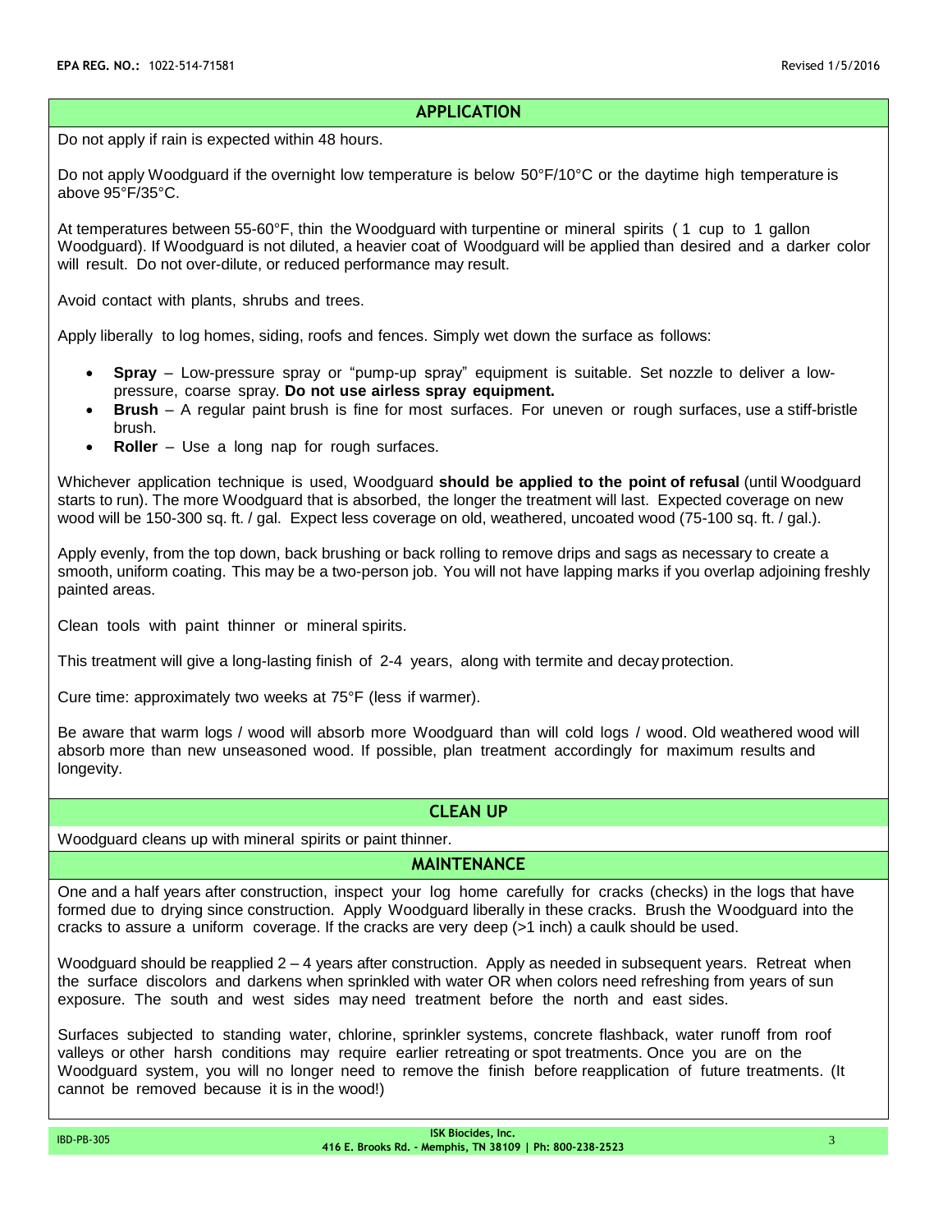## APPLICATION

Do not apply if rain is expected within 48 hours.

Do not apply Woodguard if the overnight low temperature is below 50°F/10°C or the daytime high temperature is above 95°F/35°C.

At temperatures between 55-60°F, thin the Woodguard with turpentine or mineral spirits ( 1 cup to 1 gallon Woodguard). If Woodguard is not diluted, a heavier coat of Woodguard will be applied than desired and a darker color will result. Do not over-dilute, or reduced performance may result.

Avoid contact with plants, shrubs and trees.

Apply liberally to log homes, siding, roofs and fences. Simply wet down the surface as follows:

- **Spray** – Low-pressure spray or "pump-up spray" equipment is suitable. Set nozzle to deliver a low-pressure, coarse spray. **Do not use airless spray equipment.**
- **Brush** – A regular paint brush is fine for most surfaces. For uneven or rough surfaces, use a stiff-bristle brush.
- **Roller** – Use a long nap for rough surfaces.

Whichever application technique is used, Woodguard **should be applied to the point of refusal** (until Woodguard starts to run). The more Woodguard that is absorbed, the longer the treatment will last. Expected coverage on new wood will be 150-300 sq. ft. / gal. Expect less coverage on old, weathered, uncoated wood (75-100 sq. ft. / gal.).

Apply evenly, from the top down, back brushing or back rolling to remove drips and sags as necessary to create a smooth, uniform coating. This may be a two-person job. You will not have lapping marks if you overlap adjoining freshly painted areas.

Clean tools with paint thinner or mineral spirits.

This treatment will give a long-lasting finish of 2-4 years, along with termite and decay protection.

Cure time: approximately two weeks at 75°F (less if warmer).

Be aware that warm logs / wood will absorb more Woodguard than will cold logs / wood. Old weathered wood will absorb more than new unseasoned wood. If possible, plan treatment accordingly for maximum results and longevity.

## CLEAN UP

Woodguard cleans up with mineral spirits or paint thinner.

## MAINTENANCE

One and a half years after construction, inspect your log home carefully for cracks (checks) in the logs that have formed due to drying since construction. Apply Woodguard liberally in these cracks. Brush the Woodguard into the cracks to assure a uniform coverage. If the cracks are very deep (>1 inch) a caulk should be used.

Woodguard should be reapplied 2 – 4 years after construction. Apply as needed in subsequent years. Retreat when the surface discolors and darkens when sprinkled with water OR when colors need refreshing from years of sun exposure. The south and west sides may need treatment before the north and east sides.

Surfaces subjected to standing water, chlorine, sprinkler systems, concrete flashback, water runoff from roof valleys or other harsh conditions may require earlier retreating or spot treatments. Once you are on the Woodguard system, you will no longer need to remove the finish before reapplication of future treatments. (It cannot be removed because it is in the wood!)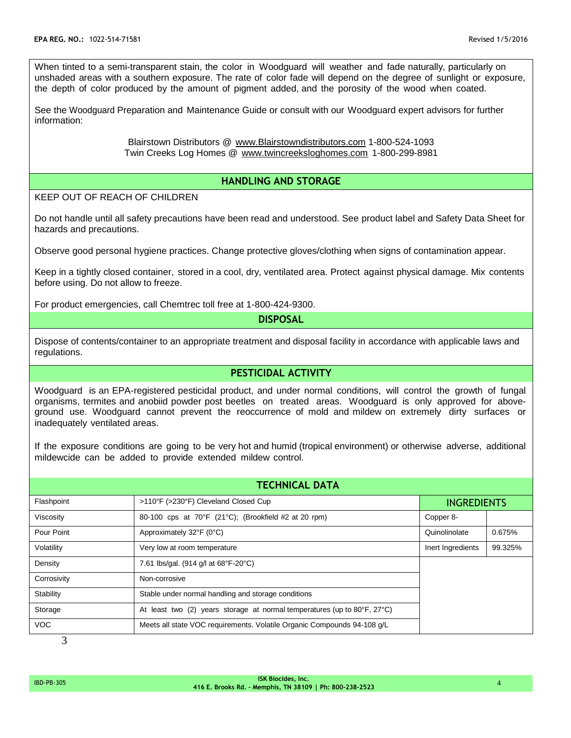When tinted to a semi-transparent stain, the color in Woodguard will weather and fade naturally, particularly on unshaded areas with a southern exposure. The rate of color fade will depend on the degree of sunlight or exposure, the depth of color produced by the amount of pigment added, and the porosity of the wood when coated.

See the Woodguard Preparation and Maintenance Guide or consult with our Woodguard expert advisors for further information:

Blairstown Distributors @ www.Blairstowndistributors.com 1-800-524-1093
Twin Creeks Log Homes @ www.twincreeksloghomes.com 1-800-299-8981

## HANDLING AND STORAGE

KEEP OUT OF REACH OF CHILDREN

Do not handle until all safety precautions have been read and understood. See product label and Safety Data Sheet for hazards and precautions.

Observe good personal hygiene practices. Change protective gloves/clothing when signs of contamination appear.

Keep in a tightly closed container, stored in a cool, dry, ventilated area. Protect against physical damage. Mix contents before using. Do not allow to freeze.

For product emergencies, call Chemtrec toll free at 1-800-424-9300.

## DISPOSAL

Dispose of contents/container to an appropriate treatment and disposal facility in accordance with applicable laws and regulations.

## PESTICIDAL ACTIVITY

Woodguard is an EPA-registered pesticidal product, and under normal conditions, will control the growth of fungal organisms, termites and anobiid powder post beetles on treated areas. Woodguard is only approved for above-ground use. Woodguard cannot prevent the reoccurrence of mold and mildew on extremely dirty surfaces or inadequately ventilated areas.

If the exposure conditions are going to be very hot and humid (tropical environment) or otherwise adverse, additional mildewcide can be added to provide extended mildew control.

## TECHNICAL DATA

| Property | Value |
|---|---|
| Flashpoint | >110°F (>230°F) Cleveland Closed Cup |
| Viscosity | 80-100 cps at 70°F (21°C); (Brookfield #2 at 20 rpm) |
| Pour Point | Approximately 32°F (0°C) |
| Volatility | Very low at room temperature |
| Density | 7.61 lbs/gal. (914 g/l at 68°F-20°C) |
| Corrosivity | Non-corrosive |
| Stability | Stable under normal handling and storage conditions |
| Storage | At least two (2) years storage at normal temperatures (up to 80°F, 27°C) |
| VOC | Meets all state VOC requirements. Volatile Organic Compounds 94-108 g/L |

| INGREDIENTS | |
|---|---|
| Copper 8-Quinolinolate | 0.675% |
| Inert Ingredients | 99.325% |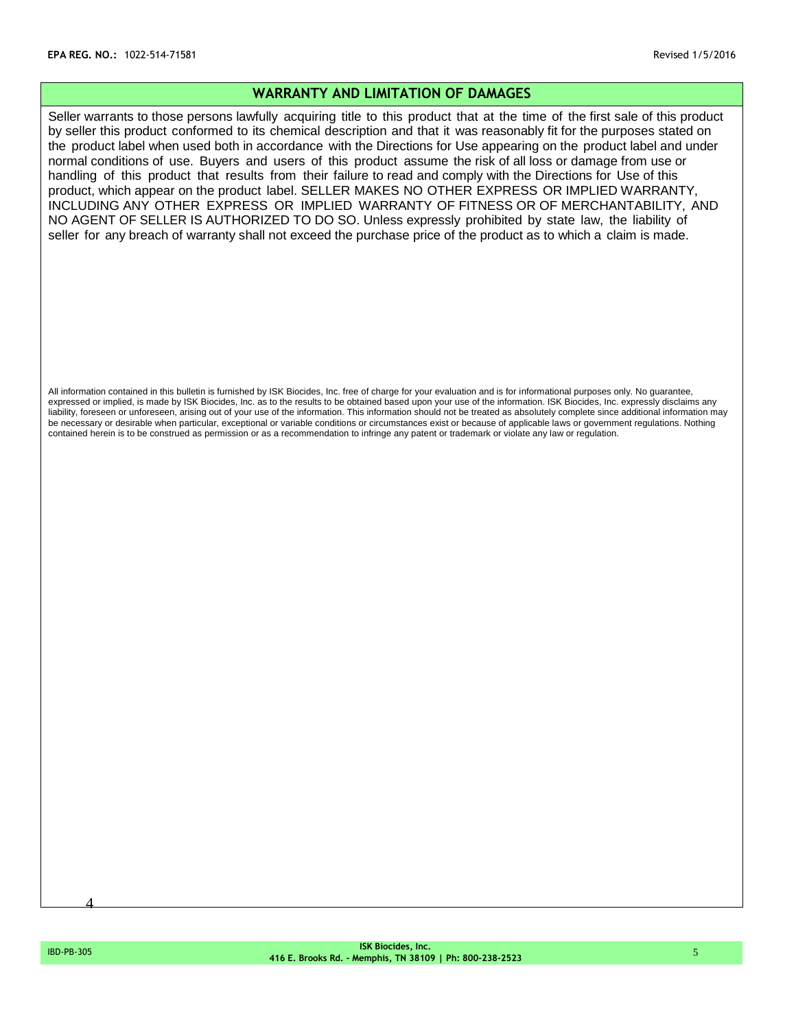## WARRANTY AND LIMITATION OF DAMAGES

Seller warrants to those persons lawfully acquiring title to this product that at the time of the first sale of this product by seller this product conformed to its chemical description and that it was reasonably fit for the purposes stated on the product label when used both in accordance with the Directions for Use appearing on the product label and under normal conditions of use. Buyers and users of this product assume the risk of all loss or damage from use or handling of this product that results from their failure to read and comply with the Directions for Use of this product, which appear on the product label. SELLER MAKES NO OTHER EXPRESS OR IMPLIED WARRANTY, INCLUDING ANY OTHER EXPRESS OR IMPLIED WARRANTY OF FITNESS OR OF MERCHANTABILITY, AND NO AGENT OF SELLER IS AUTHORIZED TO DO SO. Unless expressly prohibited by state law, the liability of seller for any breach of warranty shall not exceed the purchase price of the product as to which a claim is made.

All information contained in this bulletin is furnished by ISK Biocides, Inc. free of charge for your evaluation and is for informational purposes only. No guarantee, expressed or implied, is made by ISK Biocides, Inc. as to the results to be obtained based upon your use of the information. ISK Biocides, Inc. expressly disclaims any liability, foreseen or unforeseen, arising out of your use of the information. This information should not be treated as absolutely complete since additional information may be necessary or desirable when particular, exceptional or variable conditions or circumstances exist or because of applicable laws or government regulations. Nothing contained herein is to be construed as permission or as a recommendation to infringe any patent or trademark or violate any law or regulation.